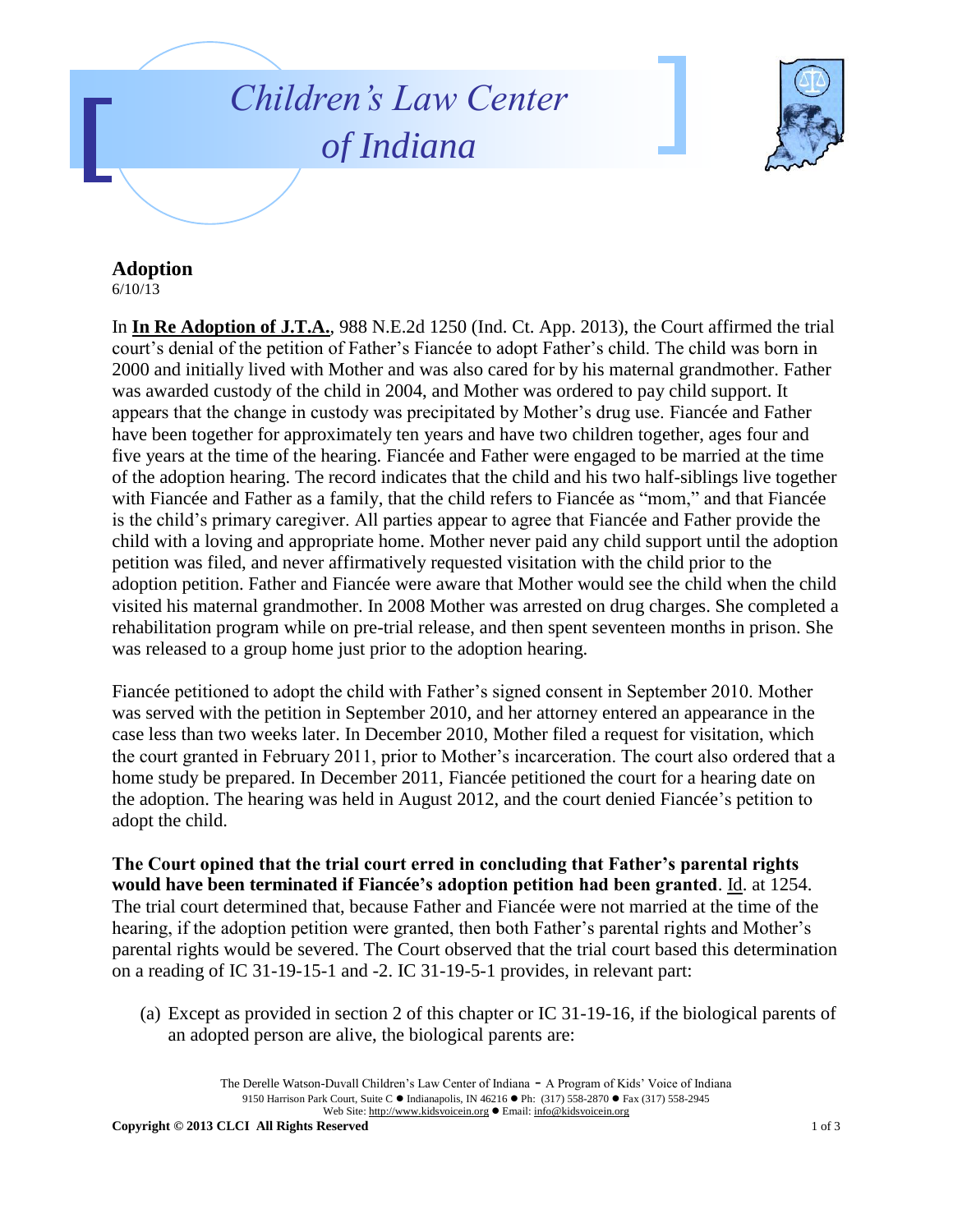# Children's Law Center of Indiana

## Adoption

6/10/13

In **In Re Adoption of J.T.A.**, 988 N.E.2d 1250 (Ind. Ct. App. 2013), the Court affirmed the trial court's denial of the petition of Father's Fiancée to adopt Father's child. The child was born in 2000 and initially lived with Mother and was also cared for by his maternal grandmother. Father was awarded custody of the child in 2004, and Mother was ordered to pay child support. It appears that the change in custody was precipitated by Mother's drug use. Fiancée and Father have been together for approximately ten years and have two children together, ages four and five years at the time of the hearing. Fiancée and Father were engaged to be married at the time of the adoption hearing. The record indicates that the child and his two half-siblings live together with Fiancée and Father as a family, that the child refers to Fiancée as "mom," and that Fiancée is the child's primary caregiver. All parties appear to agree that Fiancée and Father provide the child with a loving and appropriate home. Mother never paid any child support until the adoption petition was filed, and never affirmatively requested visitation with the child prior to the adoption petition. Father and Fiancée were aware that Mother would see the child when the child visited his maternal grandmother. In 2008 Mother was arrested on drug charges. She completed a rehabilitation program while on pre-trial release, and then spent seventeen months in prison. She was released to a group home just prior to the adoption hearing.

Fiancée petitioned to adopt the child with Father's signed consent in September 2010. Mother was served with the petition in September 2010, and her attorney entered an appearance in the case less than two weeks later. In December 2010, Mother filed a request for visitation, which the court granted in February 2011, prior to Mother's incarceration. The court also ordered that a home study be prepared. In December 2011, Fiancée petitioned the court for a hearing date on the adoption. The hearing was held in August 2012, and the court denied Fiancée's petition to adopt the child.

**The Court opined that the trial court erred in concluding that Father's parental rights would have been terminated if Fiancée's adoption petition had been granted**. Id. at 1254. The trial court determined that, because Father and Fiancée were not married at the time of the hearing, if the adoption petition were granted, then both Father's parental rights and Mother's parental rights would be severed. The Court observed that the trial court based this determination on a reading of IC 31-19-15-1 and -2. IC 31-19-5-1 provides, in relevant part:

(a) Except as provided in section 2 of this chapter or IC 31-19-16, if the biological parents of an adopted person are alive, the biological parents are:

The Derelle Watson-Duvall Children's Law Center of Indiana - A Program of Kids' Voice of Indiana
9150 Harrison Park Court, Suite C ● Indianapolis, IN 46216 ● Ph: (317) 558-2870 ● Fax (317) 558-2945
Web Site: http://www.kidsvoicein.org ● Email: info@kidsvoicein.org

**Copyright © 2013 CLCI All Rights Reserved**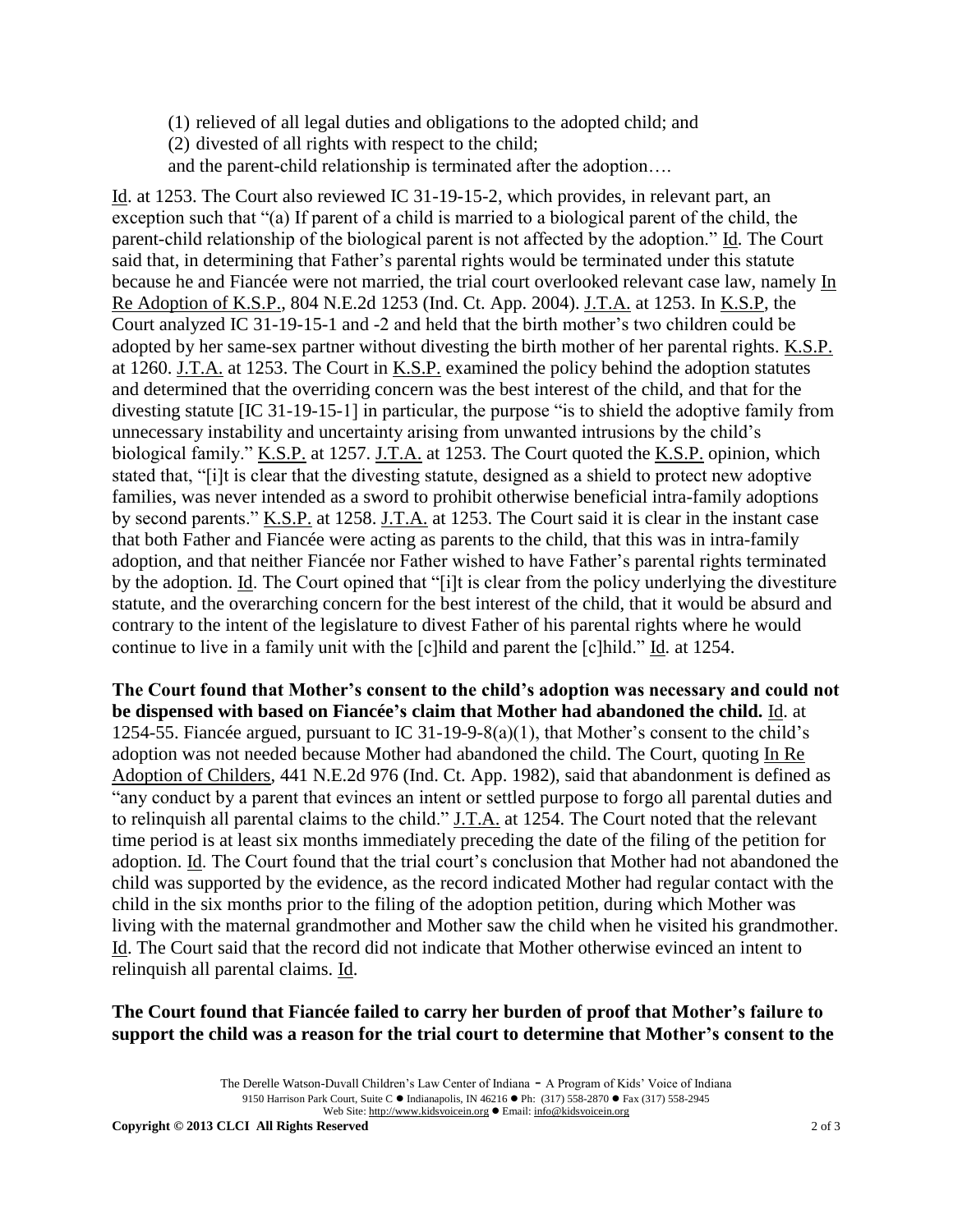(1) relieved of all legal duties and obligations to the adopted child; and
(2) divested of all rights with respect to the child;
and the parent-child relationship is terminated after the adoption….

Id. at 1253. The Court also reviewed IC 31-19-15-2, which provides, in relevant part, an exception such that "(a) If parent of a child is married to a biological parent of the child, the parent-child relationship of the biological parent is not affected by the adoption." Id. The Court said that, in determining that Father's parental rights would be terminated under this statute because he and Fiancée were not married, the trial court overlooked relevant case law, namely In Re Adoption of K.S.P., 804 N.E.2d 1253 (Ind. Ct. App. 2004). J.T.A. at 1253. In K.S.P, the Court analyzed IC 31-19-15-1 and -2 and held that the birth mother's two children could be adopted by her same-sex partner without divesting the birth mother of her parental rights. K.S.P. at 1260. J.T.A. at 1253. The Court in K.S.P. examined the policy behind the adoption statutes and determined that the overriding concern was the best interest of the child, and that for the divesting statute [IC 31-19-15-1] in particular, the purpose "is to shield the adoptive family from unnecessary instability and uncertainty arising from unwanted intrusions by the child's biological family." K.S.P. at 1257. J.T.A. at 1253. The Court quoted the K.S.P. opinion, which stated that, "[i]t is clear that the divesting statute, designed as a shield to protect new adoptive families, was never intended as a sword to prohibit otherwise beneficial intra-family adoptions by second parents." K.S.P. at 1258. J.T.A. at 1253. The Court said it is clear in the instant case that both Father and Fiancée were acting as parents to the child, that this was in intra-family adoption, and that neither Fiancée nor Father wished to have Father's parental rights terminated by the adoption. Id. The Court opined that "[i]t is clear from the policy underlying the divestiture statute, and the overarching concern for the best interest of the child, that it would be absurd and contrary to the intent of the legislature to divest Father of his parental rights where he would continue to live in a family unit with the [c]hild and parent the [c]hild." Id. at 1254.

**The Court found that Mother's consent to the child's adoption was necessary and could not be dispensed with based on Fiancée's claim that Mother had abandoned the child.** Id. at 1254-55. Fiancée argued, pursuant to IC 31-19-9-8(a)(1), that Mother's consent to the child's adoption was not needed because Mother had abandoned the child. The Court, quoting In Re Adoption of Childers, 441 N.E.2d 976 (Ind. Ct. App. 1982), said that abandonment is defined as "any conduct by a parent that evinces an intent or settled purpose to forgo all parental duties and to relinquish all parental claims to the child." J.T.A. at 1254. The Court noted that the relevant time period is at least six months immediately preceding the date of the filing of the petition for adoption. Id. The Court found that the trial court's conclusion that Mother had not abandoned the child was supported by the evidence, as the record indicated Mother had regular contact with the child in the six months prior to the filing of the adoption petition, during which Mother was living with the maternal grandmother and Mother saw the child when he visited his grandmother. Id. The Court said that the record did not indicate that Mother otherwise evinced an intent to relinquish all parental claims. Id.

**The Court found that Fiancée failed to carry her burden of proof that Mother's failure to support the child was a reason for the trial court to determine that Mother's consent to the**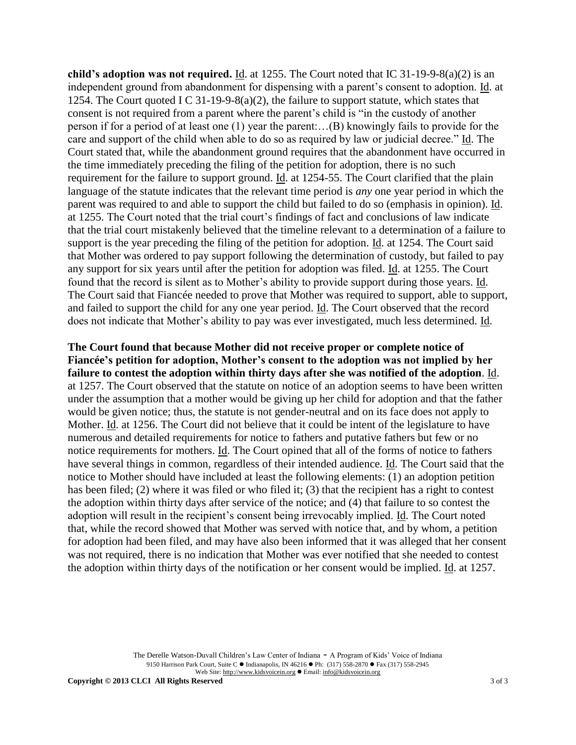**child's adoption was not required.** Id. at 1255. The Court noted that IC 31-19-9-8(a)(2) is an independent ground from abandonment for dispensing with a parent's consent to adoption. Id. at 1254. The Court quoted I C 31-19-9-8(a)(2), the failure to support statute, which states that consent is not required from a parent where the parent's child is "in the custody of another person if for a period of at least one (1) year the parent:…(B) knowingly fails to provide for the care and support of the child when able to do so as required by law or judicial decree." Id. The Court stated that, while the abandonment ground requires that the abandonment have occurred in the time immediately preceding the filing of the petition for adoption, there is no such requirement for the failure to support ground. Id. at 1254-55. The Court clarified that the plain language of the statute indicates that the relevant time period is *any* one year period in which the parent was required to and able to support the child but failed to do so (emphasis in opinion). Id. at 1255. The Court noted that the trial court's findings of fact and conclusions of law indicate that the trial court mistakenly believed that the timeline relevant to a determination of a failure to support is the year preceding the filing of the petition for adoption. Id. at 1254. The Court said that Mother was ordered to pay support following the determination of custody, but failed to pay any support for six years until after the petition for adoption was filed. Id. at 1255. The Court found that the record is silent as to Mother's ability to provide support during those years. Id. The Court said that Fiancée needed to prove that Mother was required to support, able to support, and failed to support the child for any one year period. Id. The Court observed that the record does not indicate that Mother's ability to pay was ever investigated, much less determined. Id.

**The Court found that because Mother did not receive proper or complete notice of Fiancée's petition for adoption, Mother's consent to the adoption was not implied by her failure to contest the adoption within thirty days after she was notified of the adoption**. Id. at 1257. The Court observed that the statute on notice of an adoption seems to have been written under the assumption that a mother would be giving up her child for adoption and that the father would be given notice; thus, the statute is not gender-neutral and on its face does not apply to Mother. Id. at 1256. The Court did not believe that it could be intent of the legislature to have numerous and detailed requirements for notice to fathers and putative fathers but few or no notice requirements for mothers. Id. The Court opined that all of the forms of notice to fathers have several things in common, regardless of their intended audience. Id. The Court said that the notice to Mother should have included at least the following elements: (1) an adoption petition has been filed; (2) where it was filed or who filed it; (3) that the recipient has a right to contest the adoption within thirty days after service of the notice; and (4) that failure to so contest the adoption will result in the recipient's consent being irrevocably implied. Id. The Court noted that, while the record showed that Mother was served with notice that, and by whom, a petition for adoption had been filed, and may have also been informed that it was alleged that her consent was not required, there is no indication that Mother was ever notified that she needed to contest the adoption within thirty days of the notification or her consent would be implied. Id. at 1257.